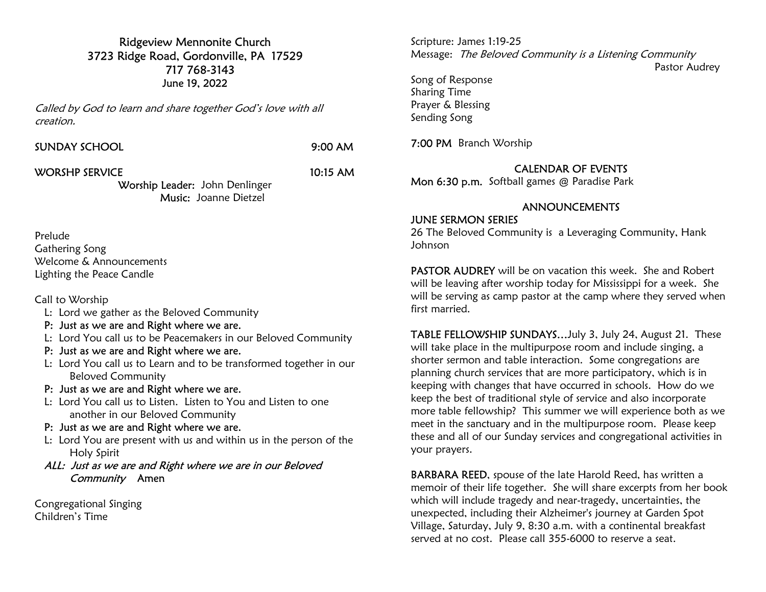# Ridgeview Mennonite Church

**3723 Ridge Road, Gordonville, PA 17529**
**717 768-3143**
**June 19, 2022**

*Called by God to learn and share together God's love with all creation.*

SUNDAY SCHOOL 9:00 AM

WORSHP SERVICE 10:15 AM

Worship Leader: John Denlinger
Music: Joanne Dietzel

Prelude
Gathering Song
Welcome & Announcements
Lighting the Peace Candle

Call to Worship

L: Lord we gather as the Beloved Community
**P: Just as we are and Right where we are.**
L: Lord You call us to be Peacemakers in our Beloved Community
**P: Just as we are and Right where we are.**
L: Lord You call us to Learn and to be transformed together in our Beloved Community
**P: Just as we are and Right where we are.**
L: Lord You call us to Listen. Listen to You and Listen to one another in our Beloved Community
**P: Just as we are and Right where we are.**
L: Lord You are present with us and within us in the person of the Holy Spirit
***ALL: Just as we are and Right where we are in our Beloved Community* Amen**

Congregational Singing
Children's Time

Scripture: James 1:19-25
Message: *The Beloved Community is a Listening Community*
Pastor Audrey

Song of Response
Sharing Time
Prayer & Blessing
Sending Song

**7:00 PM** Branch Worship

## CALENDAR OF EVENTS

**Mon 6:30 p.m.** Softball games @ Paradise Park

## ANNOUNCEMENTS

**JUNE SERMON SERIES**
26 The Beloved Community is a Leveraging Community, Hank Johnson

**PASTOR AUDREY** will be on vacation this week. She and Robert will be leaving after worship today for Mississippi for a week. She will be serving as camp pastor at the camp where they served when first married.

**TABLE FELLOWSHIP SUNDAYS…**July 3, July 24, August 21. These will take place in the multipurpose room and include singing, a shorter sermon and table interaction. Some congregations are planning church services that are more participatory, which is in keeping with changes that have occurred in schools. How do we keep the best of traditional style of service and also incorporate more table fellowship? This summer we will experience both as we meet in the sanctuary and in the multipurpose room. Please keep these and all of our Sunday services and congregational activities in your prayers.

**BARBARA REED**, spouse of the late Harold Reed, has written a memoir of their life together. She will share excerpts from her book which will include tragedy and near-tragedy, uncertainties, the unexpected, including their Alzheimer's journey at Garden Spot Village, Saturday, July 9, 8:30 a.m. with a continental breakfast served at no cost. Please call 355-6000 to reserve a seat.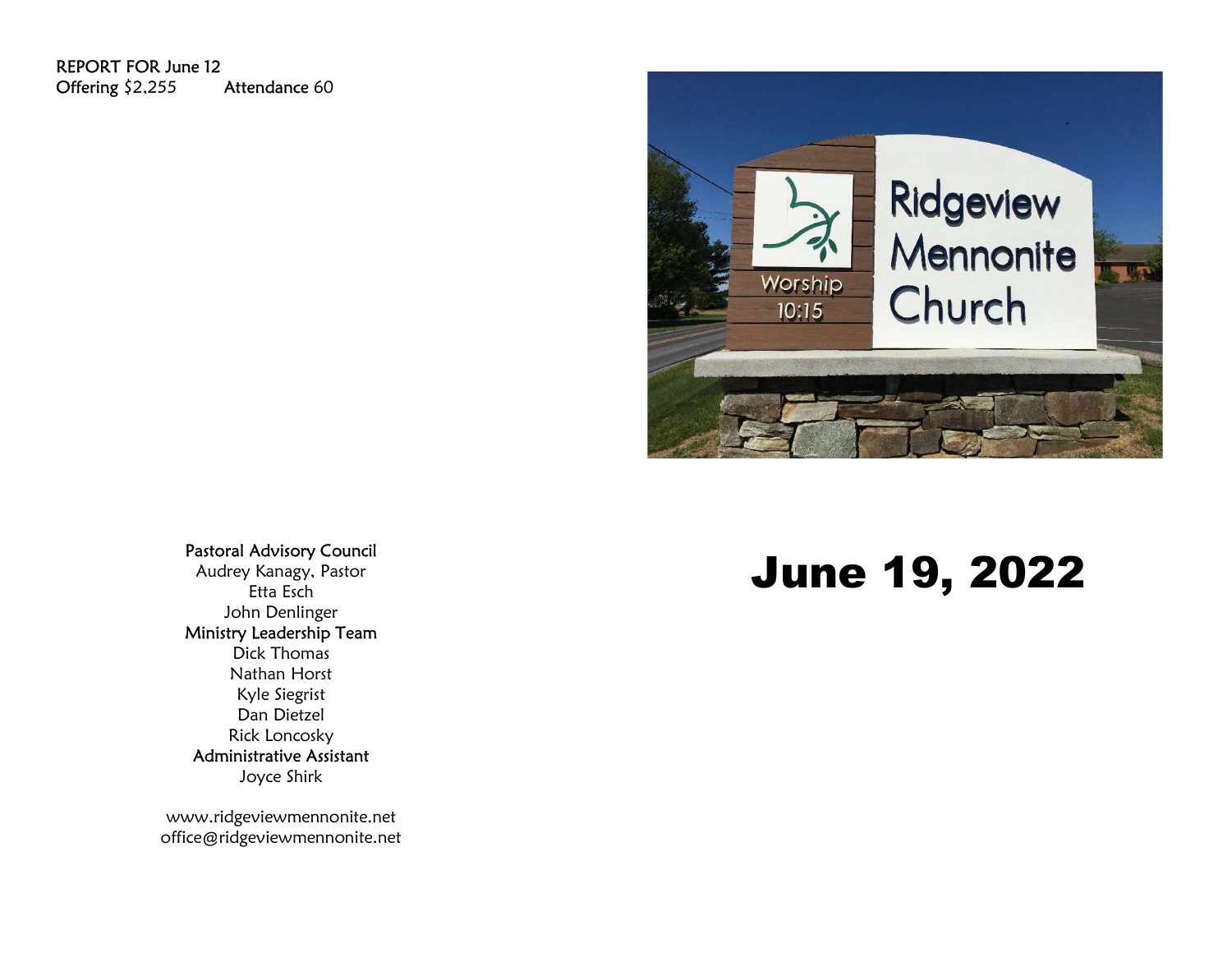REPORT FOR June 12
Offering $2,255 Attendance 60

Pastoral Advisory Council
Audrey Kanagy, Pastor
Etta Esch
John Denlinger

Ministry Leadership Team
Dick Thomas
Nathan Horst
Kyle Siegrist
Dan Dietzel
Rick Loncosky

Administrative Assistant
Joyce Shirk

www.ridgeviewmennonite.net
office@ridgeviewmennonite.net

# June 19, 2022